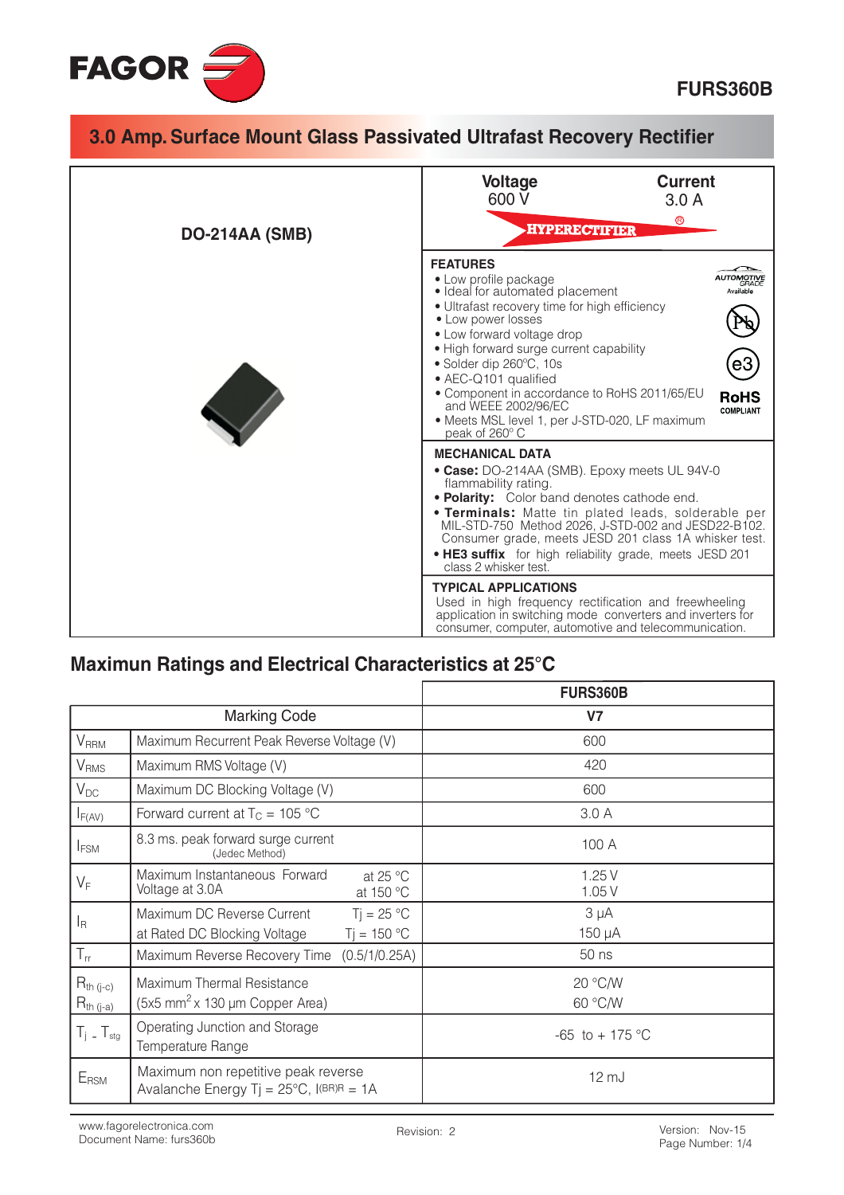FAGOR

FURS360B

# 3.0 Amp. Surface Mount Glass Passivated Ultrafast Recovery Rectifier

**DO-214AA (SMB)**

| Voltage | Current |
|---|---|
| 600 V | 3.0 A |

HYPERECTIFIER®

### FEATURES

- Low profile package
- Ideal for automated placement
- Ultrafast recovery time for high efficiency
- Low power losses
- Low forward voltage drop
- High forward surge current capability
- Solder dip 260ºC, 10s
- AEC-Q101 qualified
- Component in accordance to RoHS 2011/65/EU and WEEE 2002/96/EC
- Meets MSL level 1, per J-STD-020, LF maximum peak of 260° C

AUTOMOTIVE GRADE Available

Pb

e3

RoHS COMPLIANT

### MECHANICAL DATA

- **Case:** DO-214AA (SMB). Epoxy meets UL 94V-0 flammability rating.
- **Polarity:** Color band denotes cathode end.
- **Terminals:** Matte tin plated leads, solderable per MIL-STD-750 Method 2026, J-STD-002 and JESD22-B102. Consumer grade, meets JESD 201 class 1A whisker test.
- **HE3 suffix** for high reliability grade, meets JESD 201 class 2 whisker test.

### TYPICAL APPLICATIONS

Used in high frequency rectification and freewheeling application in switching mode converters and inverters for consumer, computer, automotive and telecommunication.

## Maximun Ratings and Electrical Characteristics at 25°C

| Symbol | Parameter | Condition | FURS360B |
|---|---|---|---|
| | Marking Code | | V7 |
| $V_{RRM}$ | Maximum Recurrent Peak Reverse Voltage (V) | | 600 |
| $V_{RMS}$ | Maximum RMS Voltage (V) | | 420 |
| $V_{DC}$ | Maximum DC Blocking Voltage (V) | | 600 |
| $I_{F(AV)}$ | Forward current at $T_C$ = 105 °C | | 3.0 A |
| $I_{FSM}$ | 8.3 ms. peak forward surge current (Jedec Method) | | 100 A |
| $V_F$ | Maximum Instantaneous Forward Voltage at 3.0A | at 25 °C | 1.25 V |
| | | at 150 °C | 1.05 V |
| $I_R$ | Maximum DC Reverse Current at Rated DC Blocking Voltage | Tj = 25 °C | 3 µA |
| | | Tj = 150 °C | 150 µA |
| $T_{rr}$ | Maximum Reverse Recovery Time | (0.5/1/0.25A) | 50 ns |
| $R_{th\ (j\text{-}c)}$ | Maximum Thermal Resistance (5x5 mm$^2$ x 130 µm Copper Area) | | 20 °C/W |
| $R_{th\ (j\text{-}a)}$ | | | 60 °C/W |
| $T_j$ - $T_{stg}$ | Operating Junction and Storage Temperature Range | | -65 to + 175 °C |
| $E_{RSM}$ | Maximum non repetitive peak reverse Avalanche Energy Tj = 25°C, $I_{(BR)R}$ = 1A | | 12 mJ |

www.fagorelectronica.com
Document Name: furs360b

Revision: 2

Version: Nov-15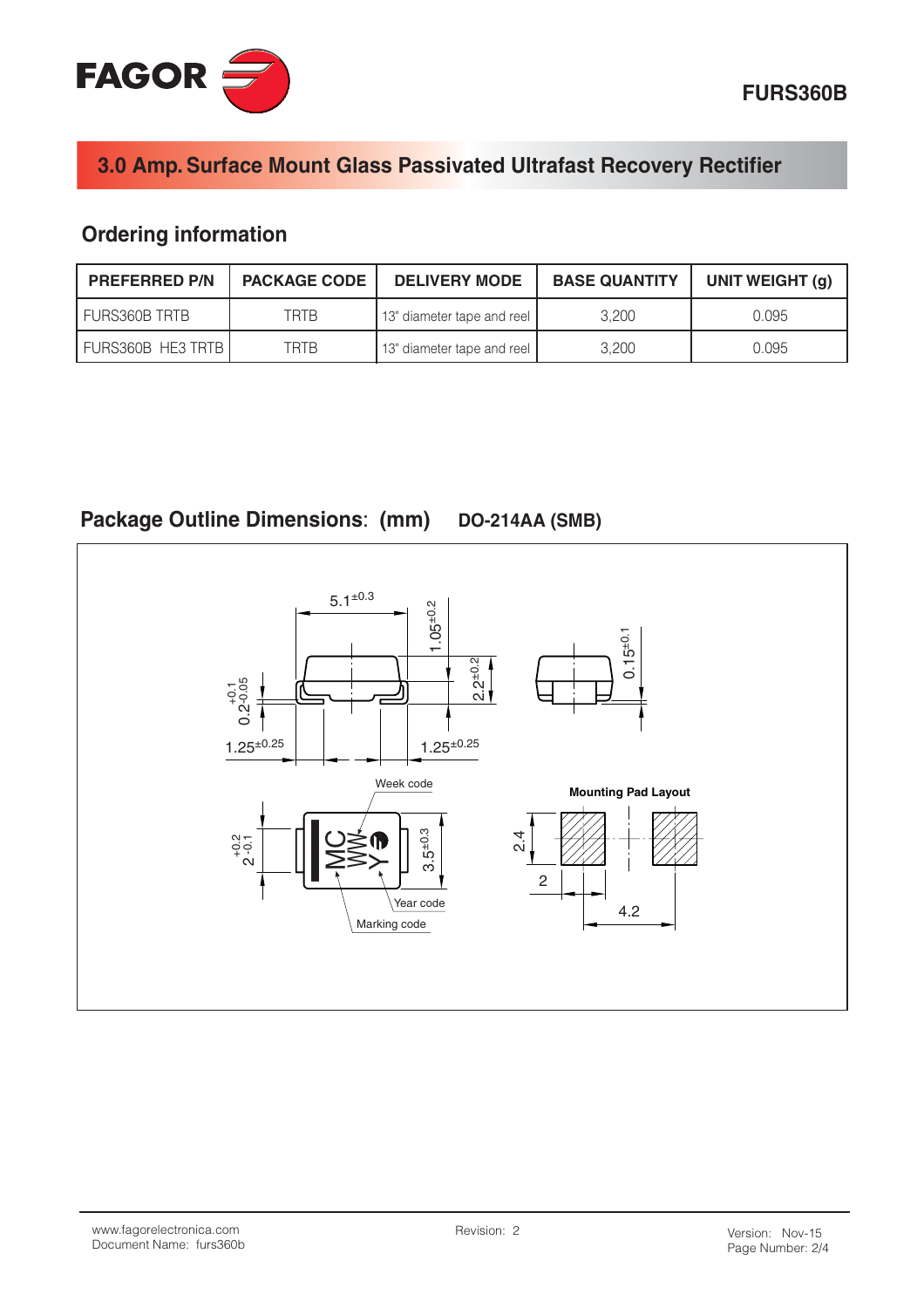## 3.0 Amp. Surface Mount Glass Passivated Ultrafast Recovery Rectifier

## Ordering information

| PREFERRED P/N | PACKAGE CODE | DELIVERY MODE | BASE QUANTITY | UNIT WEIGHT (g) |
|---|---|---|---|---|
| FURS360B TRTB | TRTB | 13" diameter tape and reel | 3,200 | 0.095 |
| FURS360B HE3 TRTB | TRTB | 13" diameter tape and reel | 3,200 | 0.095 |

## Package Outline Dimensions: (mm) DO-214AA (SMB)

$5.1^{\pm0.3}$

$1.05^{\pm0.2}$

$2.2^{\pm0.2}$

$0.15^{\pm0.1}$

$0.2^{+0.1}_{-0.05}$

$1.25^{\pm0.25}$

$1.25^{\pm0.25}$

Week code

$2^{+0.2}_{-0.1}$

$3.5^{\pm0.3}$

MC WW Y

Year code

Marking code

**Mounting Pad Layout**

2.4

2

4.2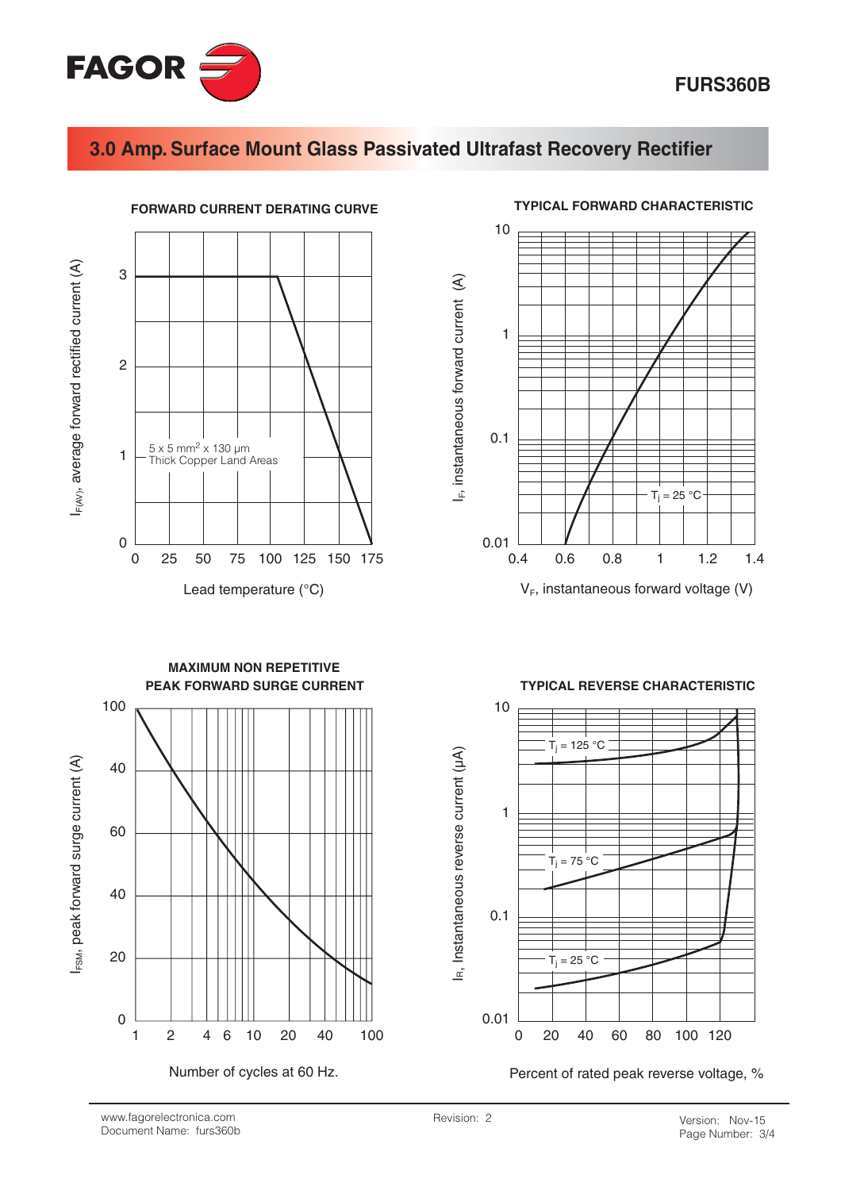# 3.0 Amp. Surface Mount Glass Passivated Ultrafast Recovery Rectifier

**FORWARD CURRENT DERATING CURVE**

$I_{F(AV)}$, average forward rectified current (A)

5 x 5 mm$^2$ x 130 µm Thick Copper Land Areas

Lead temperature (°C)

**TYPICAL FORWARD CHARACTERISTIC**

$I_F$, instantaneous forward current (A)

$T_j$ = 25 °C

$V_F$, instantaneous forward voltage (V)

**MAXIMUM NON REPETITIVE PEAK FORWARD SURGE CURRENT**

$I_{FSM}$, peak forward surge current (A)

Number of cycles at 60 Hz.

**TYPICAL REVERSE CHARACTERISTIC**

$I_R$, Instantaneous reverse current (µA)

$T_j$ = 125 °C

$T_j$ = 75 °C

$T_j$ = 25 °C

Percent of rated peak reverse voltage, %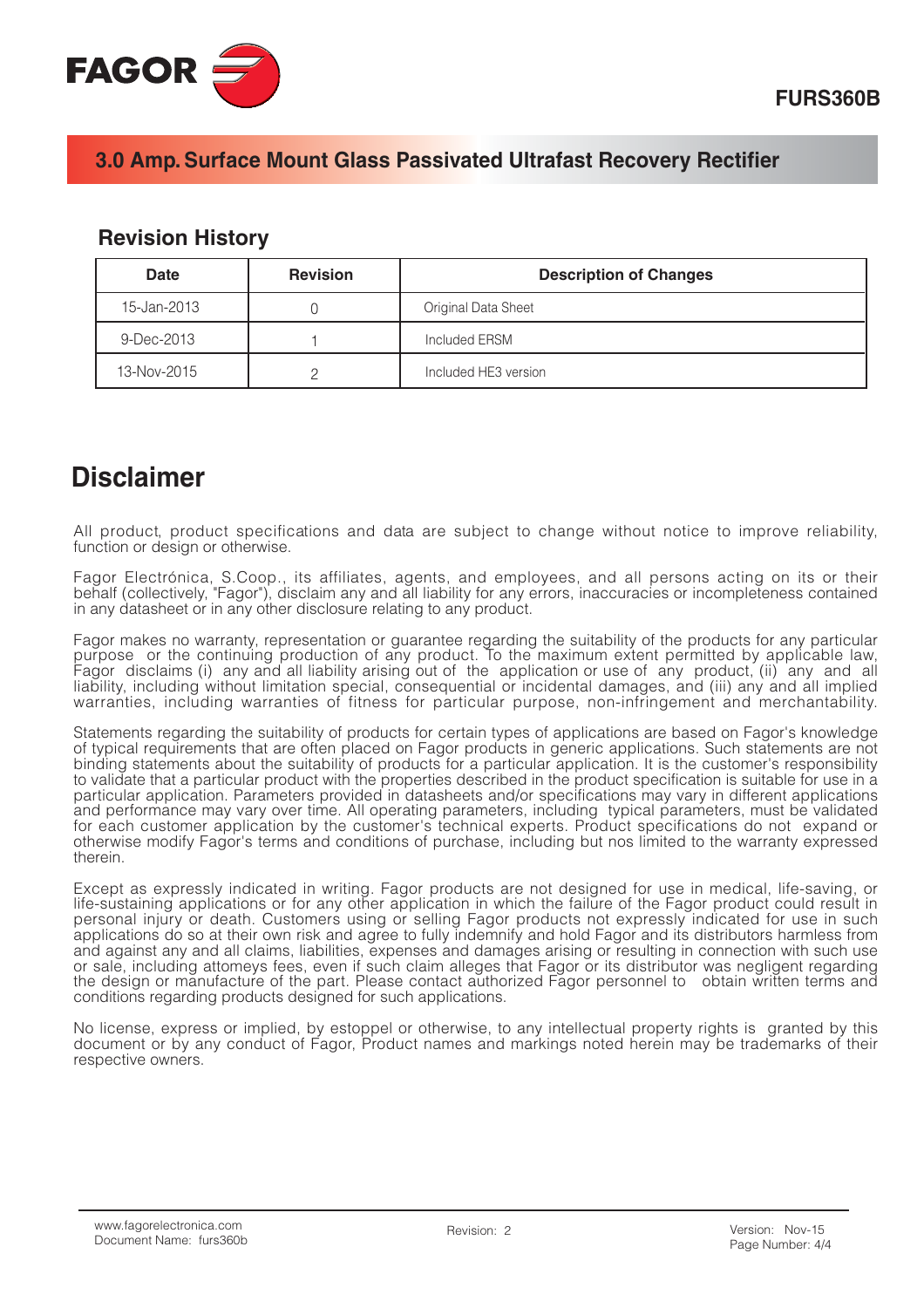**FURS360B**

## 3.0 Amp. Surface Mount Glass Passivated Ultrafast Recovery Rectifier

### Revision History

| Date | Revision | Description of Changes |
|---|---|---|
| 15-Jan-2013 | 0 | Original Data Sheet |
| 9-Dec-2013 | 1 | Included ERSM |
| 13-Nov-2015 | 2 | Included HE3 version |

# Disclaimer

All product, product specifications and data are subject to change without notice to improve reliability, function or design or otherwise.

Fagor Electrónica, S.Coop., its affiliates, agents, and employees, and all persons acting on its or their behalf (collectively, "Fagor"), disclaim any and all liability for any errors, inaccuracies or incompleteness contained in any datasheet or in any other disclosure relating to any product.

Fagor makes no warranty, representation or guarantee regarding the suitability of the products for any particular purpose or the continuing production of any product. To the maximum extent permitted by applicable law, Fagor disclaims (i) any and all liability arising out of the application or use of any product, (ii) any and all liability, including without limitation special, consequential or incidental damages, and (iii) any and all implied warranties, including warranties of fitness for particular purpose, non-infringement and merchantability.

Statements regarding the suitability of products for certain types of applications are based on Fagor's knowledge of typical requirements that are often placed on Fagor products in generic applications. Such statements are not binding statements about the suitability of products for a particular application. It is the customer's responsibility to validate that a particular product with the properties described in the product specification is suitable for use in a particular application. Parameters provided in datasheets and/or specifications may vary in different applications and performance may vary over time. All operating parameters, including typical parameters, must be validated for each customer application by the customer's technical experts. Product specifications do not expand or otherwise modify Fagor's terms and conditions of purchase, including but nos limited to the warranty expressed therein.

Except as expressly indicated in writing. Fagor products are not designed for use in medical, life-saving, or life-sustaining applications or for any other application in which the failure of the Fagor product could result in personal injury or death. Customers using or selling Fagor products not expressly indicated for use in such applications do so at their own risk and agree to fully indemnify and hold Fagor and its distributors harmless from and against any and all claims, liabilities, expenses and damages arising or resulting in connection with such use or sale, including attomeys fees, even if such claim alleges that Fagor or its distributor was negligent regarding the design or manufacture of the part. Please contact authorized Fagor personnel to obtain written terms and conditions regarding products designed for such applications.

No license, express or implied, by estoppel or otherwise, to any intellectual property rights is granted by this document or by any conduct of Fagor, Product names and markings noted herein may be trademarks of their respective owners.

www.fagorelectronica.com
Document Name: furs360b

Revision: 2

Version: Nov-15